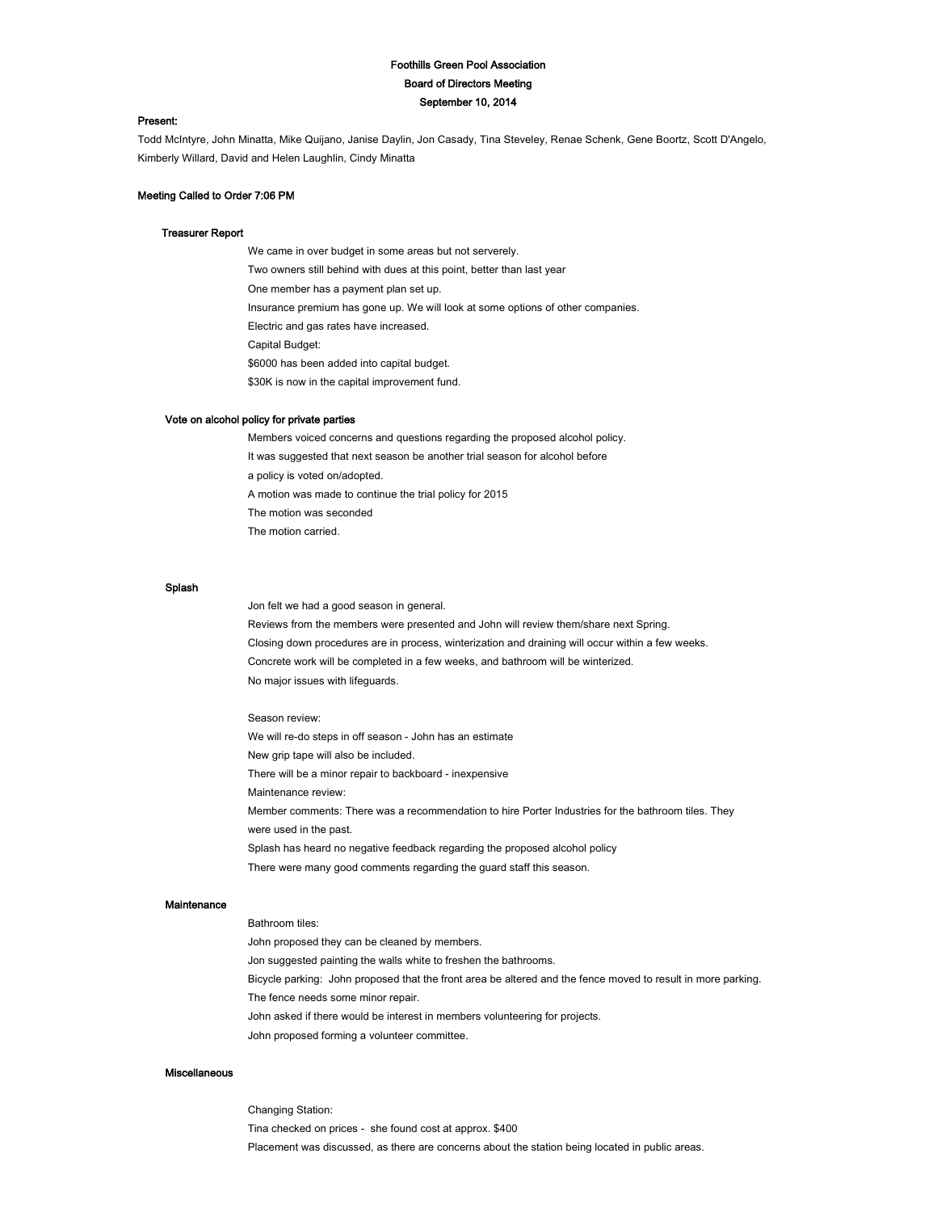**Foothills Green Pool Association**
**Board of Directors Meeting**
**September 10, 2014**

**Present:**

Todd McIntyre, John Minatta, Mike Quijano, Janise Daylin, Jon Casady, Tina Steveley, Renae Schenk, Gene Boortz, Scott D'Angelo, Kimberly Willard, David and Helen Laughlin, Cindy Minatta

**Meeting Called to Order 7:06 PM**

**Treasurer Report**

We came in over budget in some areas but not serverely.
Two owners still behind with dues at this point, better than last year
One member has a payment plan set up.
Insurance premium has gone up. We will look at some options of other companies.
Electric and gas rates have increased.
Capital Budget:
$6000 has been added into capital budget.
$30K is now in the capital improvement fund.

**Vote on alcohol policy for private parties**

Members voiced concerns and questions regarding the proposed alcohol policy.
It was suggested that next season be another trial season for alcohol before a policy is voted on/adopted.
A motion was made to continue the trial policy for 2015
The motion was seconded
The motion carried.

**Splash**

Jon felt we had a good season in general.
Reviews from the members were presented and John will review them/share next Spring.
Closing down procedures are in process, winterization and draining will occur within a few weeks.
Concrete work will be completed in a few weeks, and bathroom will be winterized.
No major issues with lifeguards.

Season review:
We will re-do steps in off season - John has an estimate
New grip tape will also be included.
There will be a minor repair to backboard - inexpensive
Maintenance review:
Member comments: There was a recommendation to hire Porter Industries for the bathroom tiles. They were used in the past.
Splash has heard no negative feedback regarding the proposed alcohol policy
There were many good comments regarding the guard staff this season.

**Maintenance**

Bathroom tiles:
John proposed they can be cleaned by members.
Jon suggested painting the walls white to freshen the bathrooms.
Bicycle parking: John proposed that the front area be altered and the fence moved to result in more parking.
The fence needs some minor repair.
John asked if there would be interest in members volunteering for projects.
John proposed forming a volunteer committee.

**Miscellaneous**

Changing Station:
Tina checked on prices - she found cost at approx. $400
Placement was discussed, as there are concerns about the station being located in public areas.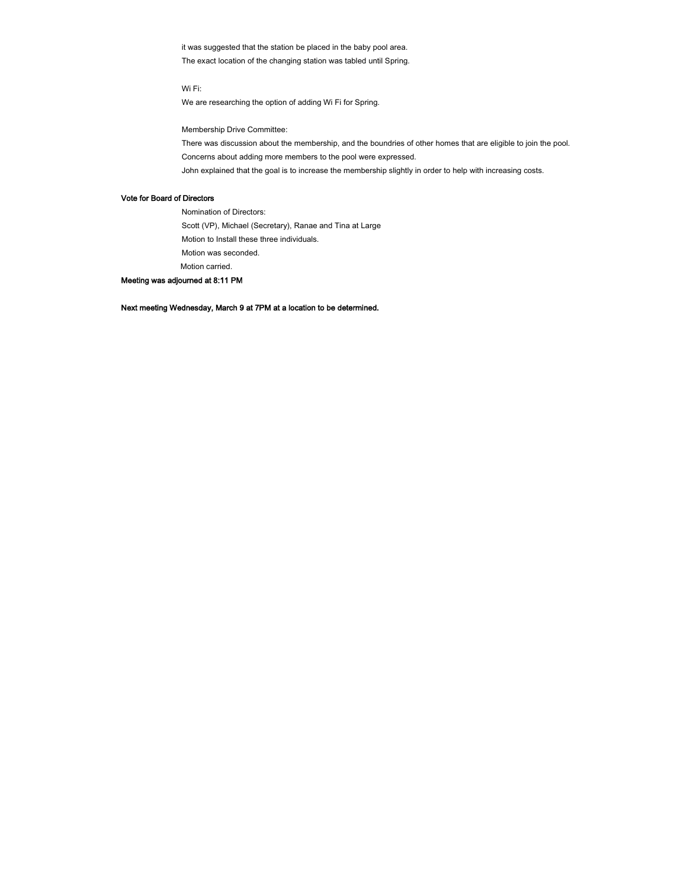it was suggested that the station be placed in the baby pool area.
The exact location of the changing station was tabled until Spring.

Wi Fi:
We are researching the option of adding Wi Fi for Spring.

Membership Drive Committee:
There was discussion about the membership, and the boundries of other homes that are eligible to join the pool.
Concerns about adding more members to the pool were expressed.
John explained that the goal is to increase the membership slightly in order to help with increasing costs.

**Vote for Board of Directors**

Nomination of Directors:
Scott (VP), Michael (Secretary), Ranae and Tina at Large
Motion to Install these three individuals.
Motion was seconded.
Motion carried.

**Meeting was adjourned at 8:11 PM**

**Next meeting Wednesday, March 9 at 7PM at a location to be determined.**